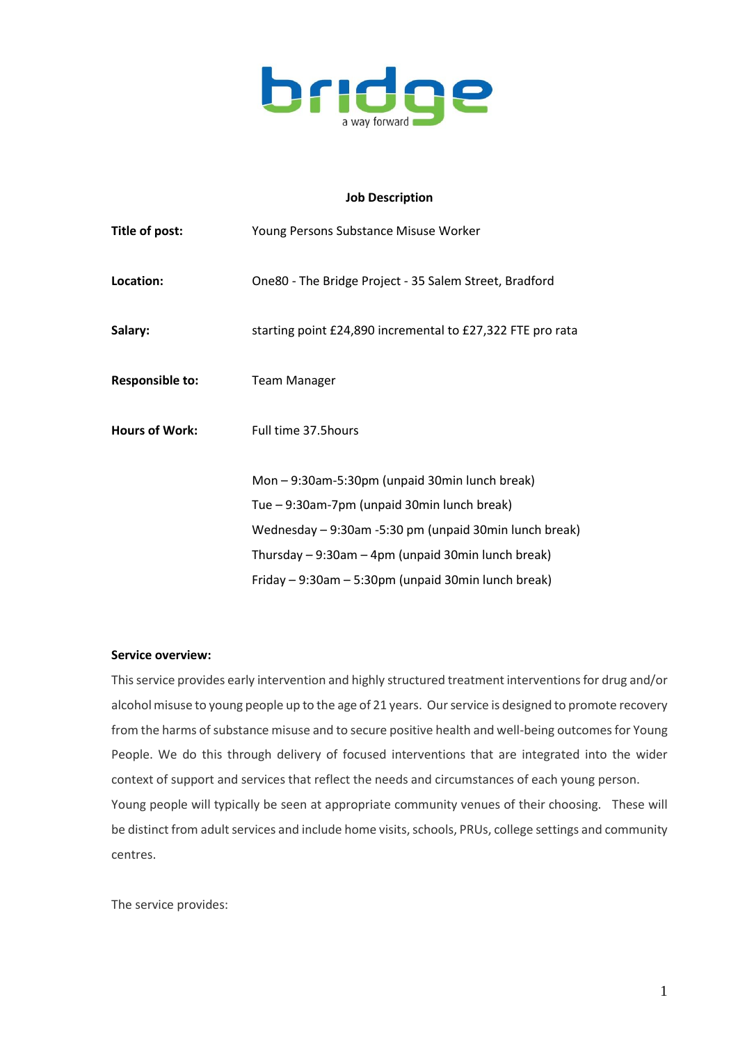bridge

a way forward

**Job Description**

**Title of post:** Young Persons Substance Misuse Worker

**Location:** One80 - The Bridge Project - 35 Salem Street, Bradford

**Salary:** starting point £24,890 incremental to £27,322 FTE pro rata

**Responsible to:** Team Manager

**Hours of Work:** Full time 37.5hours

Mon – 9:30am-5:30pm (unpaid 30min lunch break)
Tue – 9:30am-7pm (unpaid 30min lunch break)
Wednesday – 9:30am -5:30 pm (unpaid 30min lunch break)
Thursday – 9:30am – 4pm (unpaid 30min lunch break)
Friday – 9:30am – 5:30pm (unpaid 30min lunch break)

**Service overview:**

This service provides early intervention and highly structured treatment interventions for drug and/or alcohol misuse to young people up to the age of 21 years. Our service is designed to promote recovery from the harms of substance misuse and to secure positive health and well-being outcomes for Young People. We do this through delivery of focused interventions that are integrated into the wider context of support and services that reflect the needs and circumstances of each young person. Young people will typically be seen at appropriate community venues of their choosing. These will be distinct from adult services and include home visits, schools, PRUs, college settings and community centres.

The service provides: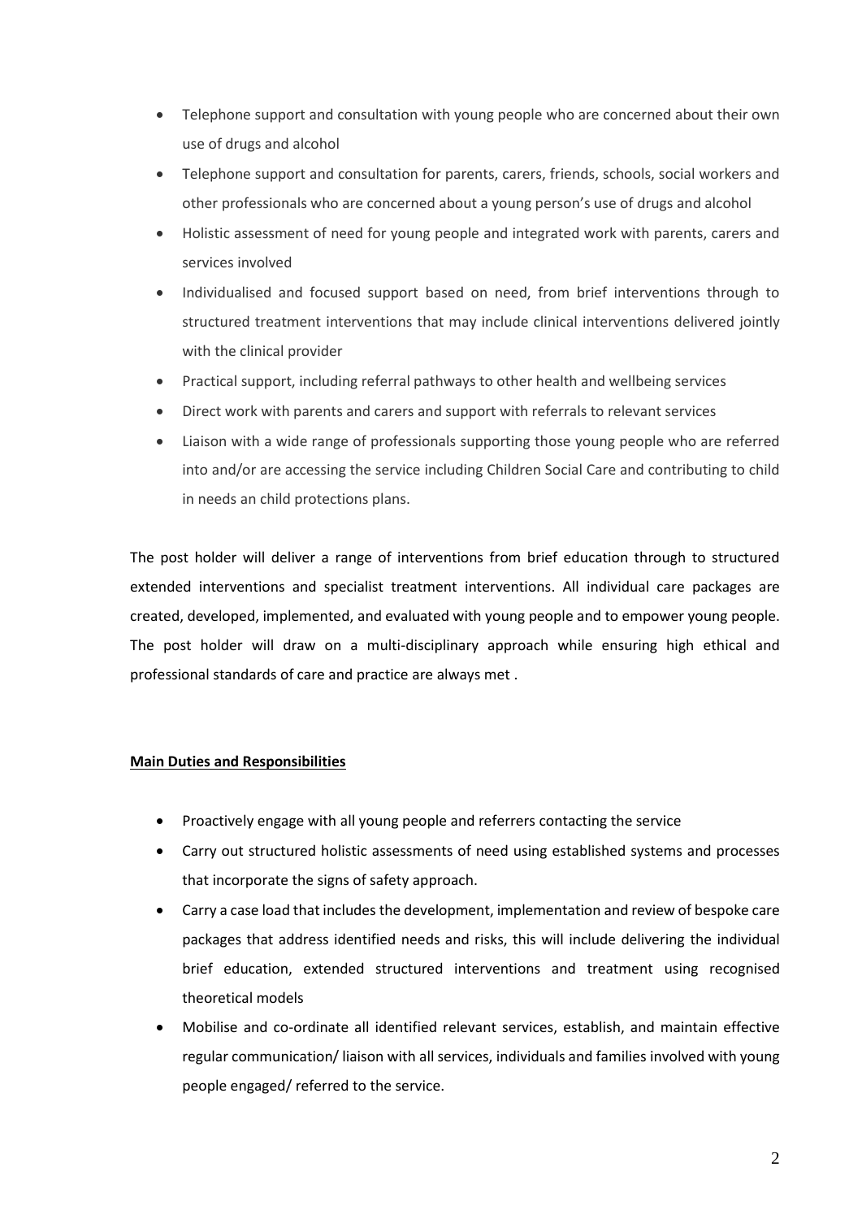- Telephone support and consultation with young people who are concerned about their own use of drugs and alcohol
- Telephone support and consultation for parents, carers, friends, schools, social workers and other professionals who are concerned about a young person's use of drugs and alcohol
- Holistic assessment of need for young people and integrated work with parents, carers and services involved
- Individualised and focused support based on need, from brief interventions through to structured treatment interventions that may include clinical interventions delivered jointly with the clinical provider
- Practical support, including referral pathways to other health and wellbeing services
- Direct work with parents and carers and support with referrals to relevant services
- Liaison with a wide range of professionals supporting those young people who are referred into and/or are accessing the service including Children Social Care and contributing to child in needs an child protections plans.

The post holder will deliver a range of interventions from brief education through to structured extended interventions and specialist treatment interventions. All individual care packages are created, developed, implemented, and evaluated with young people and to empower young people. The post holder will draw on a multi-disciplinary approach while ensuring high ethical and professional standards of care and practice are always met .

**Main Duties and Responsibilities**

- Proactively engage with all young people and referrers contacting the service
- Carry out structured holistic assessments of need using established systems and processes that incorporate the signs of safety approach.
- Carry a case load that includes the development, implementation and review of bespoke care packages that address identified needs and risks, this will include delivering the individual brief education, extended structured interventions and treatment using recognised theoretical models
- Mobilise and co-ordinate all identified relevant services, establish, and maintain effective regular communication/ liaison with all services, individuals and families involved with young people engaged/ referred to the service.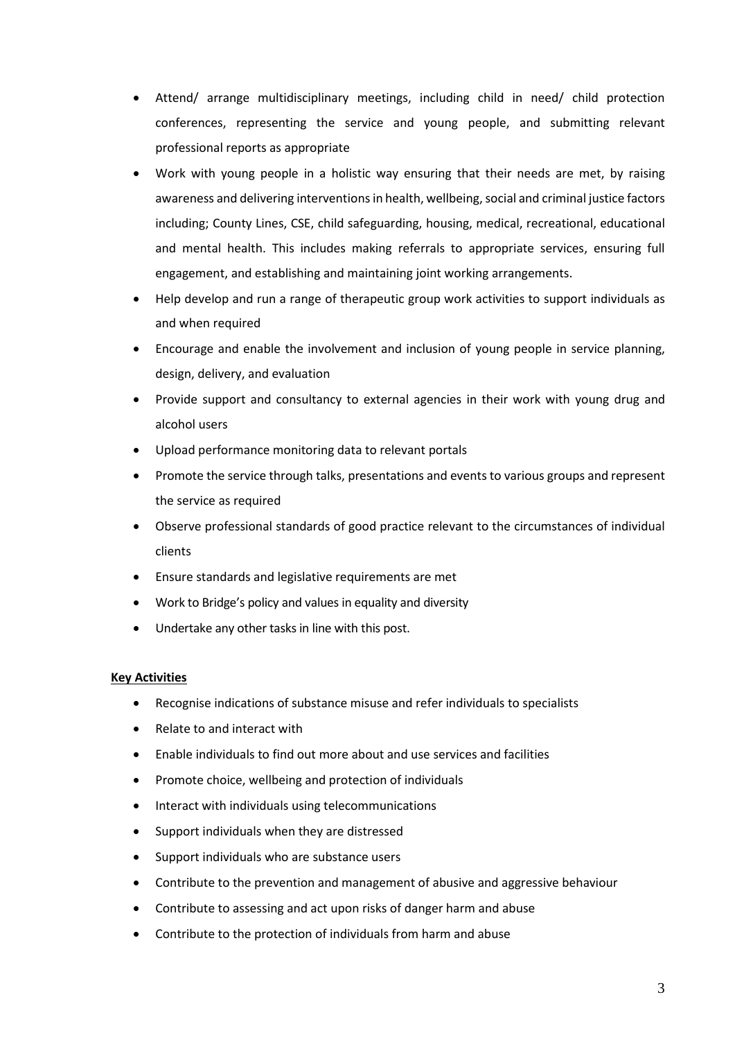- Attend/ arrange multidisciplinary meetings, including child in need/ child protection conferences, representing the service and young people, and submitting relevant professional reports as appropriate
- Work with young people in a holistic way ensuring that their needs are met, by raising awareness and delivering interventions in health, wellbeing, social and criminal justice factors including; County Lines, CSE, child safeguarding, housing, medical, recreational, educational and mental health. This includes making referrals to appropriate services, ensuring full engagement, and establishing and maintaining joint working arrangements.
- Help develop and run a range of therapeutic group work activities to support individuals as and when required
- Encourage and enable the involvement and inclusion of young people in service planning, design, delivery, and evaluation
- Provide support and consultancy to external agencies in their work with young drug and alcohol users
- Upload performance monitoring data to relevant portals
- Promote the service through talks, presentations and events to various groups and represent the service as required
- Observe professional standards of good practice relevant to the circumstances of individual clients
- Ensure standards and legislative requirements are met
- Work to Bridge's policy and values in equality and diversity
- Undertake any other tasks in line with this post.

**Key Activities**

- Recognise indications of substance misuse and refer individuals to specialists
- Relate to and interact with
- Enable individuals to find out more about and use services and facilities
- Promote choice, wellbeing and protection of individuals
- Interact with individuals using telecommunications
- Support individuals when they are distressed
- Support individuals who are substance users
- Contribute to the prevention and management of abusive and aggressive behaviour
- Contribute to assessing and act upon risks of danger harm and abuse
- Contribute to the protection of individuals from harm and abuse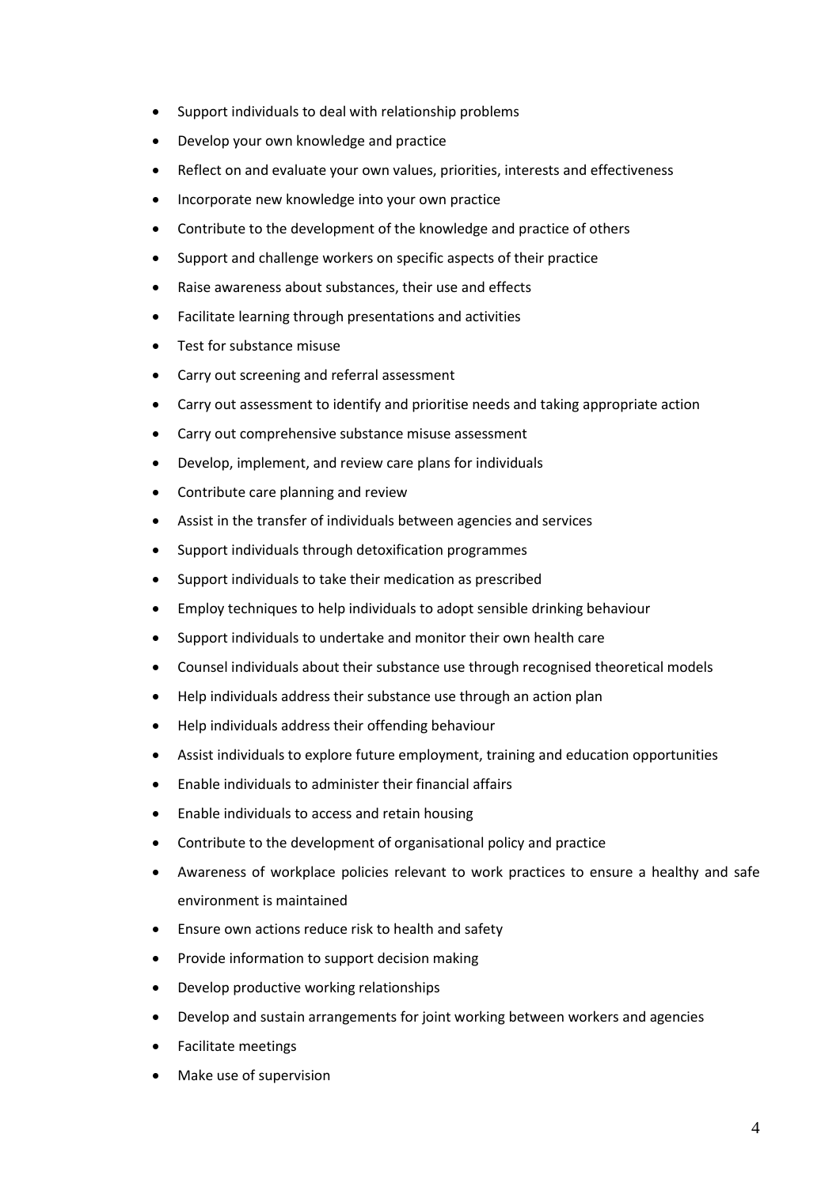- Support individuals to deal with relationship problems
- Develop your own knowledge and practice
- Reflect on and evaluate your own values, priorities, interests and effectiveness
- Incorporate new knowledge into your own practice
- Contribute to the development of the knowledge and practice of others
- Support and challenge workers on specific aspects of their practice
- Raise awareness about substances, their use and effects
- Facilitate learning through presentations and activities
- Test for substance misuse
- Carry out screening and referral assessment
- Carry out assessment to identify and prioritise needs and taking appropriate action
- Carry out comprehensive substance misuse assessment
- Develop, implement, and review care plans for individuals
- Contribute care planning and review
- Assist in the transfer of individuals between agencies and services
- Support individuals through detoxification programmes
- Support individuals to take their medication as prescribed
- Employ techniques to help individuals to adopt sensible drinking behaviour
- Support individuals to undertake and monitor their own health care
- Counsel individuals about their substance use through recognised theoretical models
- Help individuals address their substance use through an action plan
- Help individuals address their offending behaviour
- Assist individuals to explore future employment, training and education opportunities
- Enable individuals to administer their financial affairs
- Enable individuals to access and retain housing
- Contribute to the development of organisational policy and practice
- Awareness of workplace policies relevant to work practices to ensure a healthy and safe environment is maintained
- Ensure own actions reduce risk to health and safety
- Provide information to support decision making
- Develop productive working relationships
- Develop and sustain arrangements for joint working between workers and agencies
- Facilitate meetings
- Make use of supervision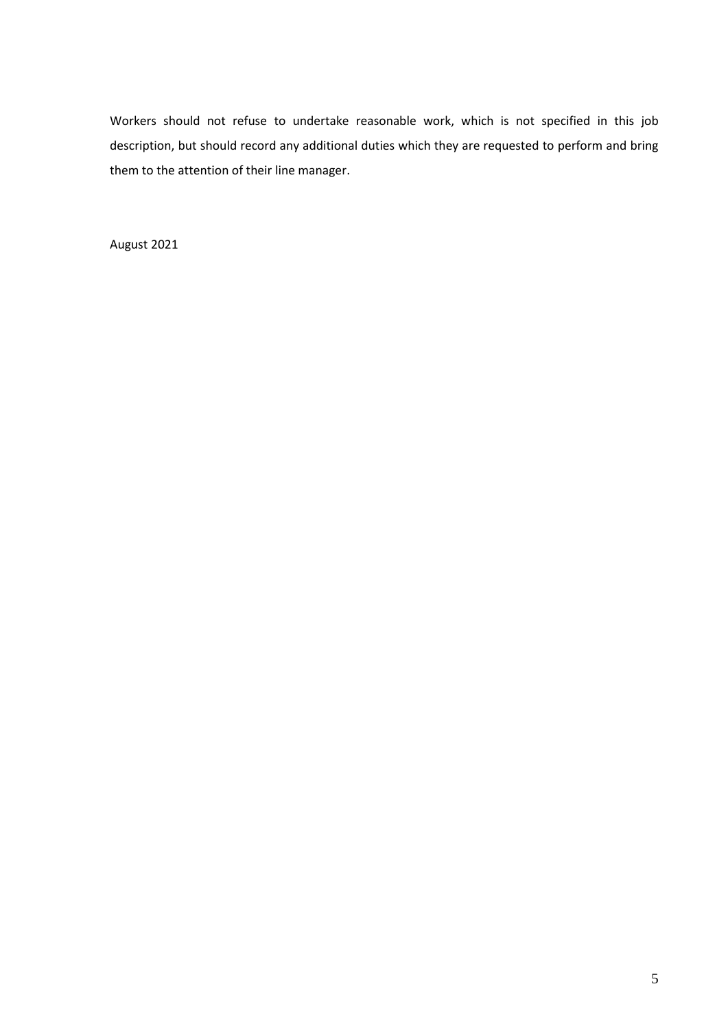Workers should not refuse to undertake reasonable work, which is not specified in this job description, but should record any additional duties which they are requested to perform and bring them to the attention of their line manager.

August 2021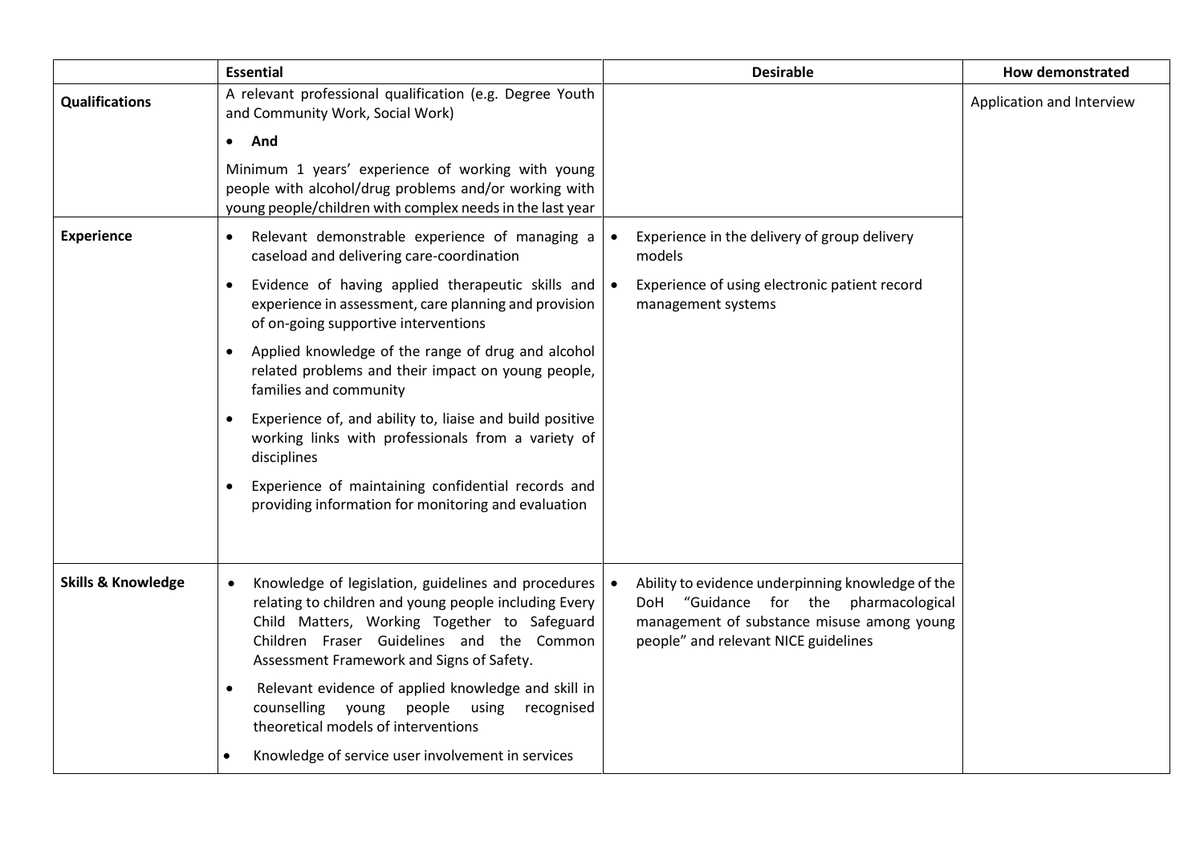| | Essential | Desirable | How demonstrated |
|---|---|---|---|
| **Qualifications** | A relevant professional qualification (e.g. Degree Youth and Community Work, Social Work)<br>• **And**<br>Minimum 1 years' experience of working with young people with alcohol/drug problems and/or working with young people/children with complex needs in the last year | | Application and Interview |
| **Experience** | • Relevant demonstrable experience of managing a caseload and delivering care-coordination<br>• Evidence of having applied therapeutic skills and experience in assessment, care planning and provision of on-going supportive interventions<br>• Applied knowledge of the range of drug and alcohol related problems and their impact on young people, families and community<br>• Experience of, and ability to, liaise and build positive working links with professionals from a variety of disciplines<br>• Experience of maintaining confidential records and providing information for monitoring and evaluation | • Experience in the delivery of group delivery models<br>• Experience of using electronic patient record management systems | |
| **Skills & Knowledge** | • Knowledge of legislation, guidelines and procedures relating to children and young people including Every Child Matters, Working Together to Safeguard Children Fraser Guidelines and the Common Assessment Framework and Signs of Safety.<br>• Relevant evidence of applied knowledge and skill in counselling young people using recognised theoretical models of interventions<br>• Knowledge of service user involvement in services | • Ability to evidence underpinning knowledge of the DoH "Guidance for the pharmacological management of substance misuse among young people" and relevant NICE guidelines | |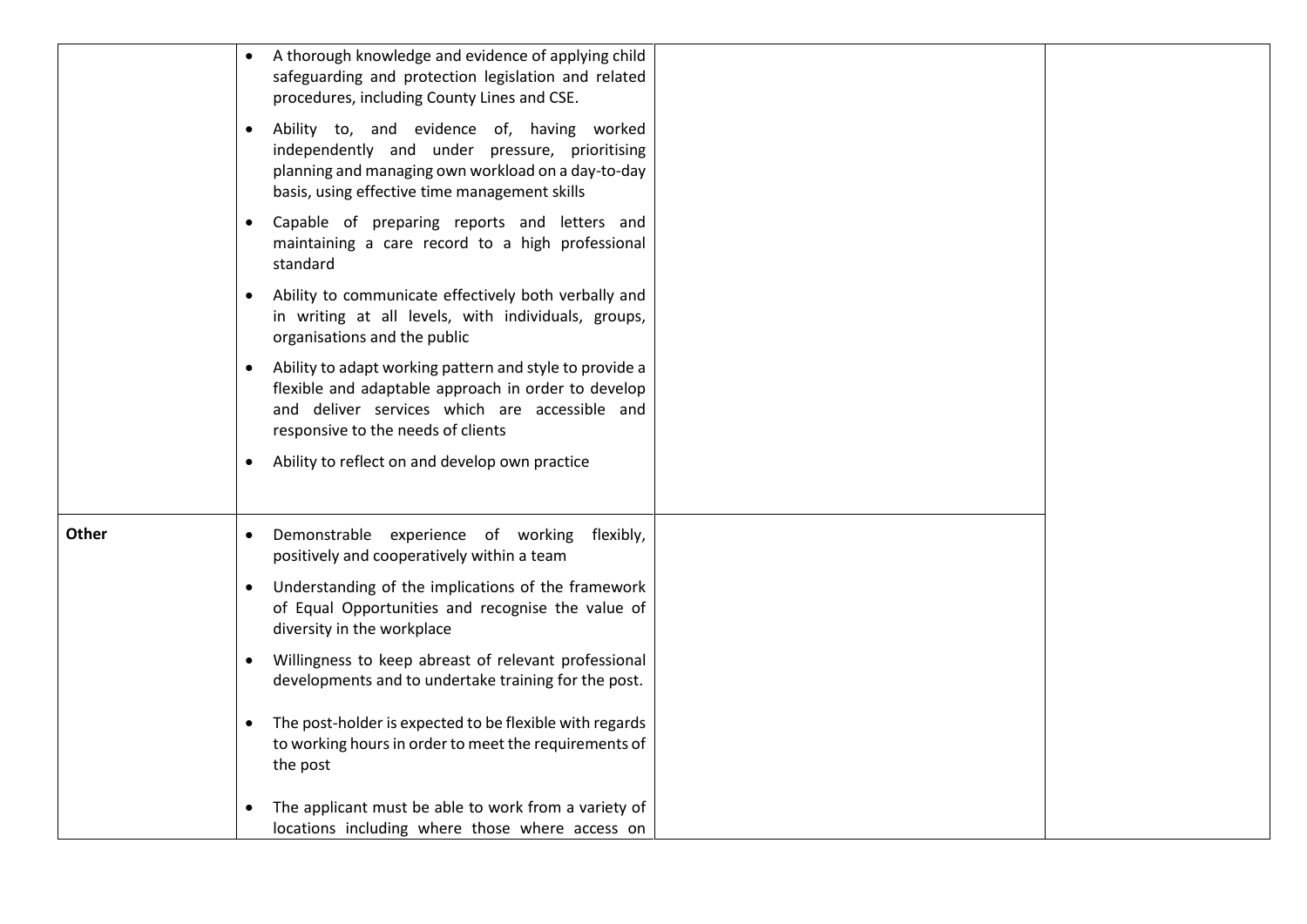| | | | |
|---|---|---|---|
| | • A thorough knowledge and evidence of applying child safeguarding and protection legislation and related procedures, including County Lines and CSE.<br>• Ability to, and evidence of, having worked independently and under pressure, prioritising planning and managing own workload on a day-to-day basis, using effective time management skills<br>• Capable of preparing reports and letters and maintaining a care record to a high professional standard<br>• Ability to communicate effectively both verbally and in writing at all levels, with individuals, groups, organisations and the public<br>• Ability to adapt working pattern and style to provide a flexible and adaptable approach in order to develop and deliver services which are accessible and responsive to the needs of clients<br>• Ability to reflect on and develop own practice | | |
| **Other** | • Demonstrable experience of working flexibly, positively and cooperatively within a team<br>• Understanding of the implications of the framework of Equal Opportunities and recognise the value of diversity in the workplace<br>• Willingness to keep abreast of relevant professional developments and to undertake training for the post.<br>• The post-holder is expected to be flexible with regards to working hours in order to meet the requirements of the post<br>• The applicant must be able to work from a variety of locations including where those where access on | | |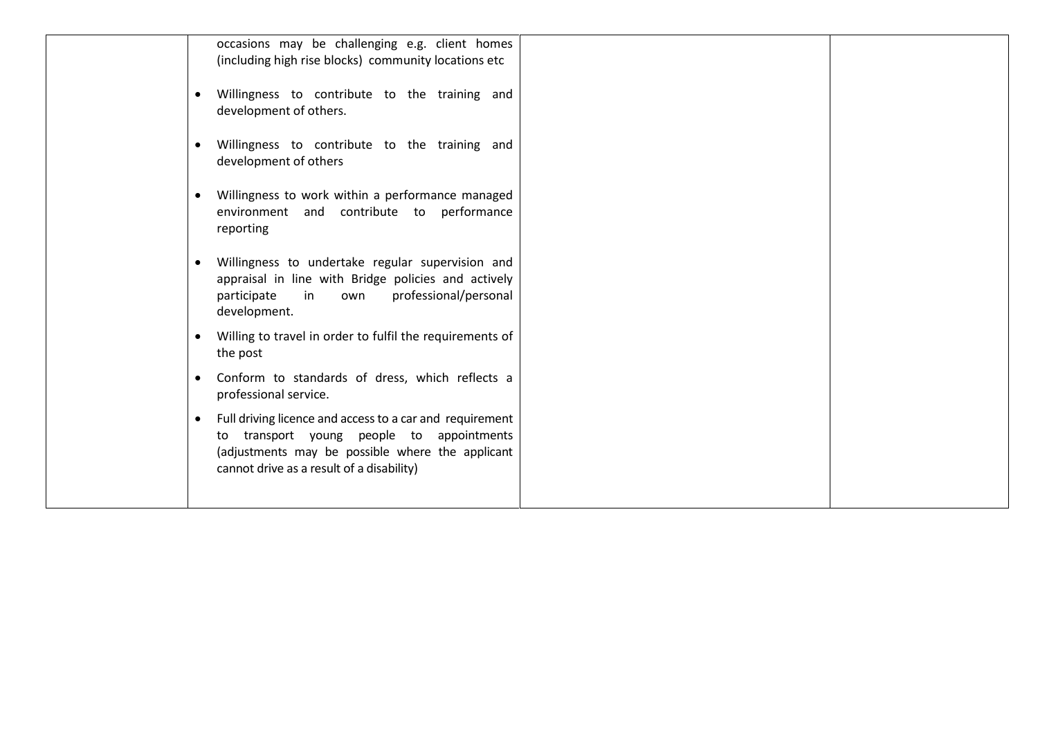| | | | |
|---|---|---|---|
| | occasions may be challenging e.g. client homes (including high rise blocks) community locations etc<br><br>• Willingness to contribute to the training and development of others.<br><br>• Willingness to contribute to the training and development of others<br><br>• Willingness to work within a performance managed environment and contribute to performance reporting<br><br>• Willingness to undertake regular supervision and appraisal in line with Bridge policies and actively participate in own professional/personal development.<br><br>• Willing to travel in order to fulfil the requirements of the post<br><br>• Conform to standards of dress, which reflects a professional service.<br><br>• Full driving licence and access to a car and requirement to transport young people to appointments (adjustments may be possible where the applicant cannot drive as a result of a disability) | | |